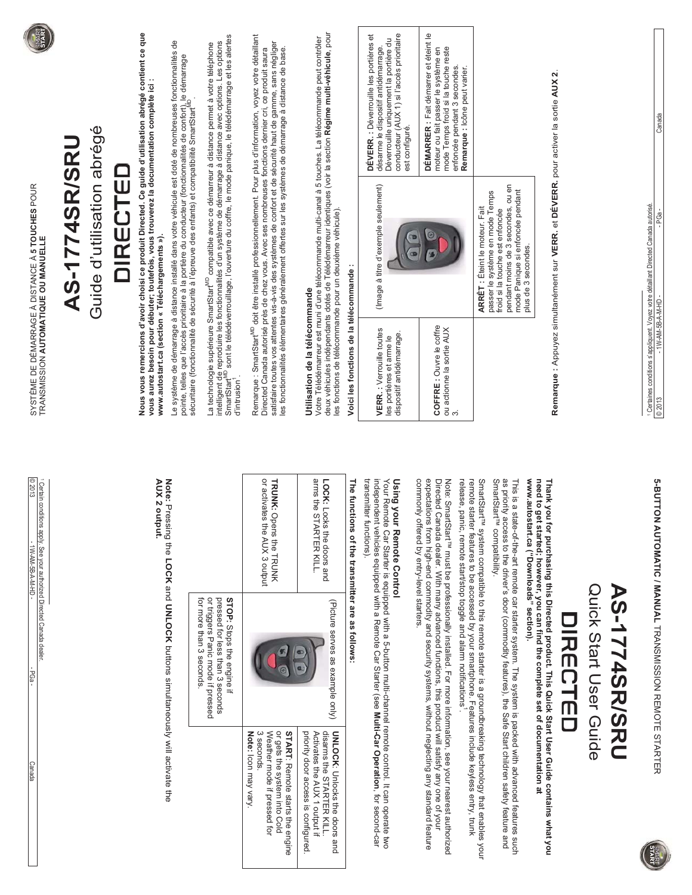5-BUTTON AUTOMATIC / MANUAL TRANSMISSION REMOTE STARTER

# AS-1774SR/SRU

## Quick Start User Guide

# DIRECTED

**Thank you for purchasing this Directed product. This Quick Start User Guide contains what you need to get started; however, you can find the complete set of documentation at www.autostart.ca ("Downloads" section).**

This is a state-of-the-art remote car starter system. The system is packed with advanced features such as priority access to the driver's door (commodity features), the Safe Start children safety feature and SmartStart™ compatibility.

SmartStart™ system compatible to this remote starter is a groundbreaking technology that enables your remote starter features to be accessed by your smartphone. Features include keyless entry, trunk release, panic, remote start/stop toggle and alarm notifications[1].

Note: SmartStart™ must be professionally installed. For more information, see your nearest authorized Directed Canada dealer. With many advanced functions, this product will satisfy any one of your expectations from high-end commodity and security systems, without neglecting any standard feature commonly offered by entry-level starters.

### Using your Remote Control

Your Remote Car Starter is equipped with a 5-button multi-channel remote control. It can operate two independent vehicles equipped with a Remote Car Starter (see **Multi-Car Operation**, for second-car transmitter functions).

**The functions of the transmitter are as follows:**

| | | |
|---|---|---|
| **LOCK:** Locks the doors and arms the STARTER KILL. | (Picture serves as example only) | **UNLOCK:** Unlocks the doors and disarms the STARTER KILL. Activates the AUX 1 output if priority door access is configured. |
| **TRUNK:** Opens the TRUNK or activates the AUX 3 output | | **START:** Remote starts the engine or gets the system into Cold Weather mode if pressed for 3 seconds. **Note:** Icon may vary. |
| | **STOP:** Stops the engine if pressed for less than 3 seconds or triggers Panic mode if pressed for more than 3 seconds. | |

**Note:** Pressing the **LOCK** and **UNLOCK** buttons simultaneously will activate the **AUX 2 output.**

[1] Certain conditions apply. See your authorized Directed Canada dealer.

© 2013 - 1W-AM-5B-A-M-HD - - PGa - Canada

---

SYSTÈME DE DÉMARRAGE À DISTANCE À **5 TOUCHES** POUR TRANSMISSION **AUTOMATIQUE OU MANUELLE**

# AS-1774SR/SRU

## Guide d'utilisation abrégé

# DIRECTED

**Nous vous remercions d'avoir choisi ce produit Directed. Ce guide d'utilisation abrégé contient ce que vous aurez besoin pour débuter; toutefois, vous trouverez la documentation complète ici : www.autostart.ca (section « Téléchargements »).**

Le système de démarrage à distance installé dans votre véhicule est doté de nombreuses fonctionnalités de pointe, telles que l'accès prioritaire à la portière du conducteur (fonctionnalités de confort), le démarrage sécuritaire (fonctionnalité de sécurité à l'épreuve des enfants) et compatibilité SmartStart[MD].

La technologie supérieure SmartStart[MD] compatible avec ce démarreur à distance permet à votre téléphone intelligent de reproduire les fonctionnalités d'un système de démarrage à distance avec options. Les options SmartStart[MD] sont le télédéverrouillage, l'ouverture du coffre, le mode panique, le télédémarrage et les alertes d'intrusion[1].

Remarque : SmartStart[MD] doit être installé professionnellement. Pour plus d'information, voyez votre détaillant Directed Canada autorisé près de chez vous. Avec ses nombreuses fonctions dernier cri, ce produit saura satisfaire toutes vos attentes vis-à-vis des systèmes de confort et de sécurité haut de gamme, sans négliger les fonctionnalités élémentaires généralement offertes sur les systèmes de démarrage à distance de base.

### Utilisation de la télécommande

Votre Télédémarreur est muni d'une télécommande multi-canal à 5 touches. La télécommande peut contrôler deux véhicules indépendants dotés de Télédémarreur identiques (voir la section **Régime multi-véhicule**, pour les fonctions de télécommande pour un deuxième véhicule).

**Voici les fonctions de la télécommande :**

| | | |
|---|---|---|
| **VERR. :** Verrouille toutes les portières et arme le dispositif antidémarrage. | (Image à titre d'exemple seulement) | **DÉVERR. :** Déverrouille les portières et désarme le dispositif antidémarrage. Déverrouille uniquement la portière du conducteur (AUX 1) si l'accès prioritaire est configuré. |
| **COFFRE :** Ouvre le coffre ou actionne la sortie AUX 3. | | **DÉMARRER :** Fait démarrer et éteint le moteur ou fait passer le système en mode Temps froid si la touche reste enfoncée pendant 3 secondes. **Remarque :** Icône peut varier. |
| | **ARRÊT :** Éteint le moteur. Fait passer le système en mode Temps froid si la touche est enfoncée pendant moins de 3 secondes, ou en mode Panique si enfoncée pendant plus de 3 secondes. | |

**Remarque :** Appuyez simultanément sur **VERR.** et **DÉVERR.** pour activer la sortie **AUX 2**.

[1] Certaines conditions s'appliquent. Voyez votre détaillant Directed Canada autorisé.

© 2013 - 1W-AM-5B-A-M-HD - - PGa - Canada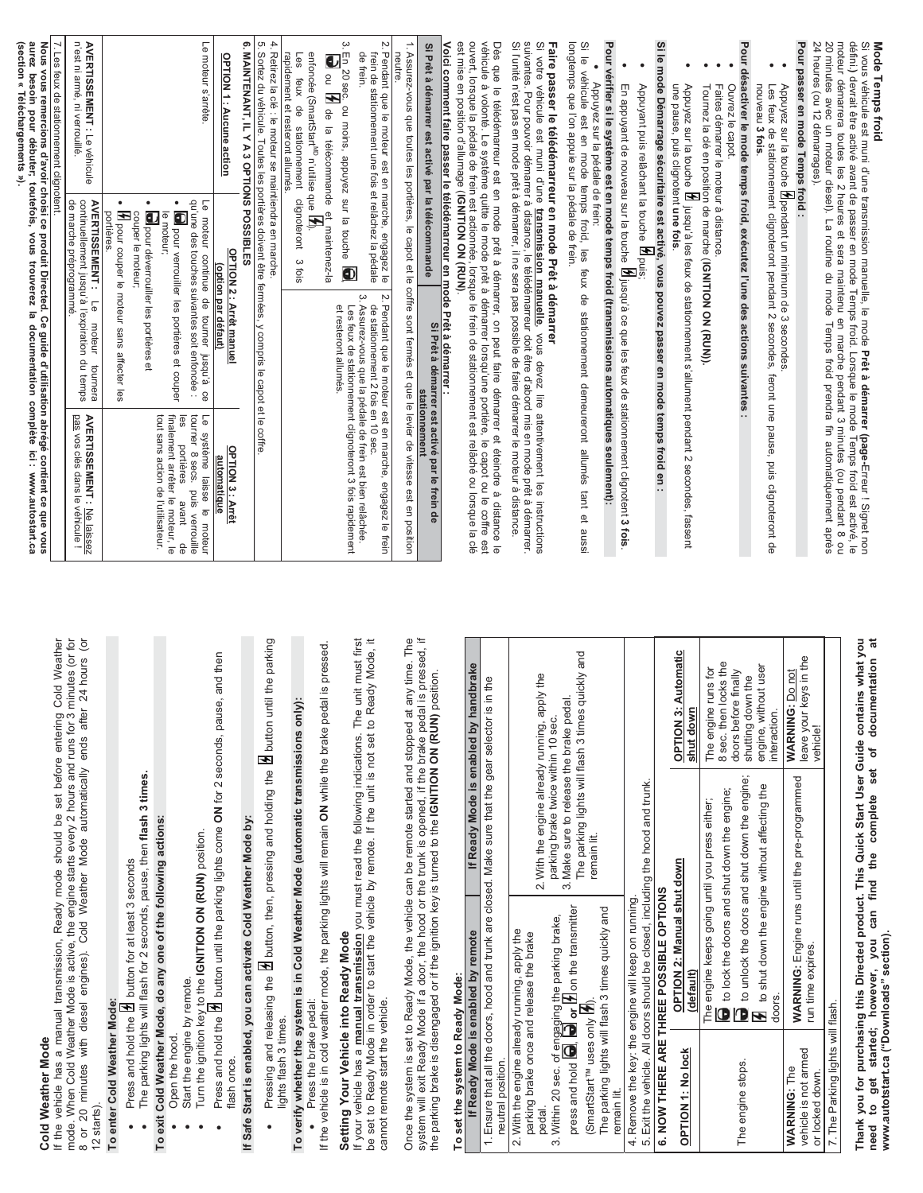## Mode Temps froid

Si vous véhicule est muni d'une transmission manuelle, le mode **Prêt à démarrer (page-**Erreur ! Signet non défini.**)** devrait être activé avant de passer en mode Temps froid. Lorsque le mode Temps froid est activé, le moteur démarrera toutes les 2 heures et sera maintenu en marche pendant 3 minutes (ou pendant 8 ou 20 minutes avec un moteur diesel). La routine du mode Temps froid prendra fin automatiquement après 24 heures (ou 12 démarrages).

**Pour passer en mode Temps froid :**

- Appuyez sur la touche pendant un minimum de 3 secondes.
- Les feux de stationnement clignoteront pendant 2 secondes, feront une pause, puis clignoteront de nouveau **3 fois**.

**Pour désactiver le mode temps froid, exécutez l'une des actions suivantes :**

- Ouvrez le capot.
- Faites démarrer le moteur à distance.
- Tournez la clé en position de marche (**IGNITION ON (RUN)**).
- Appuyez sur la touche jusqu'à les feux de stationnement s'allument pendant 2 secondes, fassent une pause, puis clignotent **une fois**.

**Si le mode Démarrage sécuritaire est activé, vous pouvez passer en mode temps froid en :**

- Appuyant puis relâchant la touche puis;
- En appuyant de nouveau sur la touche jusqu'à ce que les feux de stationnement clignotent **3 fois**.

**Pour vérifier si le système est en mode temps froid (transmissions automatiques seulement):**

- Appuyez sur la pédale de frein:

Si le véhicule est en mode temps froid, les feux de stationnement demeureront allumés tant et aussi longtemps que l'on appuie sur la pédale de frein.

### Faire passer le télédémarreur en mode Prêt à démarrer

Si votre véhicule est muni d'une **transmission manuelle**, vous devez lire attentivement les instructions suivantes. Pour pouvoir démarrer à distance, le télédémarreur doit être d'abord mis en mode prêt à démarrer. Si l'unité n'est pas en mode prêt à démarrer, il ne sera pas possible de faire démarrer le moteur à distance.

Dès que le télédémarreur est en mode prêt à démarrer, on peut faire démarrer et éteindre à distance le véhicule à volonté. Le système quitte le mode prêt à démarrer lorsqu'une portière, le capot ou le coffre est ouvert, lorsque la pédale de frein est actionnée, lorsque le frein de stationnement est relâché ou lorsque la clé est mise en position d'allumage (**IGNITION ON (RUN)**.

**Voici comment faire passer le télédémarreur en mode Prêt à démarrer :**

| **Si Prêt à démarrer est activé par la télécommande** | **Si Prêt à démarrer est activé par le frein de stationnement** |
|---|---|
| 1. Assurez-vous que toutes les portières, le capot et le coffre sont fermés et que le levier de vitesse est en position neutre. | |
| 2. Pendant que le moteur est en marche, engagez le frein de stationnement une fois et relâchez la pédale de frein.<br>3. En 20 sec. ou moins, appuyez sur la touche ou de la télécommande et maintenez-la enfoncée (SmartStart[MC] n'utilise que ).<br>Les feux de stationnement clignoteront 3 fois rapidement et resteront allumés. | 2. Pendant que le moteur est en marche, engagez le frein de stationnement 2 fois en 10 sec.<br>3. Assurez-vous que la pédale de frein est bien relâchée.<br>Les feux de stationnement clignoteront 3 fois rapidement et resteront allumés. |
| 4. Retirez la clé : le moteur se maintiendra en marche. | |
| 5. Sortez du véhicule. Toutes les portières doivent être fermées, y compris le capot et le coffre. | |

**6. MAINTENANT, IL Y A 3 OPTIONS POSSIBLES**

| **OPTION 1 : Aucune action** | **OPTION 2 : Arrêt manuel (option par défaut)** | **OPTION 3 : Arrêt automatique** |
|---|---|---|
| Le moteur s'arrête. | Le moteur continue de tourner jusqu'à ce qu'une des touches suivantes soit enfoncée :<br>• pour verrouiller les portières et couper le moteur;<br>• pour déverrouiller les portières et couper le moteur;<br>• pour couper le moteur sans affecter les portières. | Le système laisse le moteur tourner 8 secs. puis verrouille les portières avant de finalement arrêter le moteur, le tout sans action de l'utilisateur. |
| **AVERTISSEMENT :** Le véhicule n'est ni armé, ni verrouillé. | **AVERTISSEMENT :** Le moteur tournera continuellement jusqu'à l'expiration du temps de marche préprogrammé. | **AVERTISSEMENT :** Ne laissez pas vos clés dans le véhicule ! |
| 7. Les feux de stationnement clignotent. | | |

**Nous vous remercions d'avoir choisi ce produit Directed. Ce guide d'utilisation abrégé contient ce que vous aurez besoin pour débuter; toutefois, vous trouverez la documentation complète ici : www.autostart.ca (section « Téléchargements »).**

## Cold Weather Mode

If the vehicle has a manual transmission, Ready mode should be set before entering Cold Weather mode. When Cold Weather Mode is active, the engine starts every 2 hours and runs for 3 minutes (or for 8 or 20 minutes with diesel engines). Cold Weather Mode automatically ends after 24 hours (or 12 starts).

**To enter Cold Weather Mode:**

- Press and hold the button for at least 3 seconds
- The parking lights will flash for 2 seconds, pause, then **flash 3 times.**

**To exit Cold Weather Mode, do any one of the following actions:**

- Open the hood.
- Start the engine by remote.
- Turn the ignition key to the **IGNITION ON (RUN)** position.
- Press and hold the button until the parking lights come **ON** for 2 seconds, pause, and then flash once.

**If Safe Start is enabled, you can activate Cold Weather Mode by:**

- Pressing and releasing the button, then, pressing and holding the button until the parking lights flash 3 times.

**To verify whether the system is in Cold Weather Mode (automatic transmissions only):**

- Press the brake pedal:

If the vehicle is in cold weather mode, the parking lights will remain **ON** while the brake pedal is pressed.

### Setting Your Vehicle into Ready Mode

If your vehicle has a **manual transmission** you must read the following indications. The unit must first be set to Ready Mode in order to start the vehicle by remote. If the unit is not set to Ready Mode, it cannot remote start the vehicle.

Once the system is set to Ready Mode, the vehicle can be remote started and stopped at any time. The system will exit Ready Mode if a door, the hood or the trunk is opened, if the brake pedal is pressed, if the parking brake is disengaged or if the ignition key is turned to the **IGNITION ON (RUN)** position.

**To set the system to Ready Mode:**

| **If Ready Mode is enabled by remote** | **If Ready Mode is enabled by handbrake** |
|---|---|
| 1. Ensure that all the doors, hood and trunk are closed. Make sure that the gear selector is in the neutral position. | |
| 2. With the engine already running, apply the parking brake once and release the brake pedal.<br>3. Within 20 sec. of engaging the parking brake, press and hold , or on the transmitter (SmartStart™ uses only ).<br>The parking lights will flash 3 times quickly and remain lit. | 2. With the engine already running, apply the parking brake twice within 10 sec.<br>3. Make sure to release the brake pedal.<br>The parking lights will flash 3 times quickly and remain lit. |
| 4. Remove the key: the engine will keep on running. | |
| 5. Exit the vehicle. All doors should be closed, including the hood and trunk. | |

**6. NOW THERE ARE THREE POSSIBLE OPTIONS**

| **OPTION 1: No lock** | **OPTION 2: Manual shut down (default)** | **OPTION 3: Automatic shut down** |
|---|---|---|
| The engine stops. | The engine keeps going until you press either;<br>to lock the doors and shut down the engine;<br>to unlock the doors and shut down the engine;<br>to shut down the engine without affecting the doors. | The engine runs for 8 sec. then locks the doors before finally shutting down the engine, without user interaction. |
| **WARNING:** The vehicle is not armed or locked down. | **WARNING:** Engine runs until the pre-programmed run time expires. | **WARNING:** Do not leave your keys in the vehicle! |
| 7. The Parking lights will flash. | | |

**Thank you for purchasing this Directed product. This Quick Start User Guide contains what you need to get started; however, you can find the complete set of documentation at www.autostart.ca ("Downloads" section).**